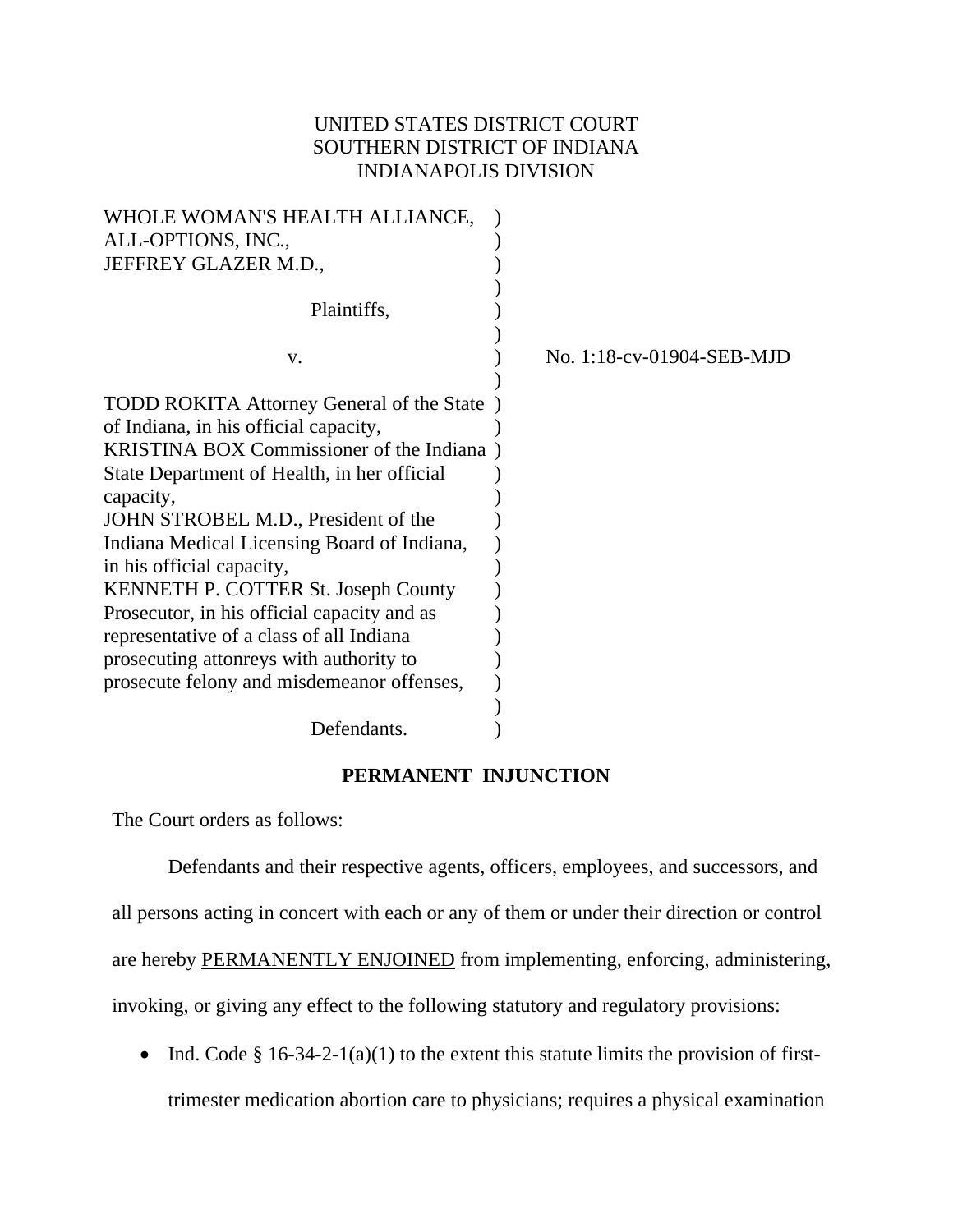UNITED STATES DISTRICT COURT
SOUTHERN DISTRICT OF INDIANA
INDIANAPOLIS DIVISION

WHOLE WOMAN'S HEALTH ALLIANCE,
ALL-OPTIONS, INC.,
JEFFREY GLAZER M.D.,

Plaintiffs,

v.

No. 1:18-cv-01904-SEB-MJD

TODD ROKITA Attorney General of the State of Indiana, in his official capacity,
KRISTINA BOX Commissioner of the Indiana State Department of Health, in her official capacity,
JOHN STROBEL M.D., President of the Indiana Medical Licensing Board of Indiana, in his official capacity,
KENNETH P. COTTER St. Joseph County Prosecutor, in his official capacity and as representative of a class of all Indiana prosecuting attonreys with authority to prosecute felony and misdemeanor offenses,

Defendants.

## PERMANENT INJUNCTION

The Court orders as follows:

Defendants and their respective agents, officers, employees, and successors, and all persons acting in concert with each or any of them or under their direction or control are hereby <u>PERMANENTLY ENJOINED</u> from implementing, enforcing, administering, invoking, or giving any effect to the following statutory and regulatory provisions:

- Ind. Code § 16-34-2-1(a)(1) to the extent this statute limits the provision of first-trimester medication abortion care to physicians; requires a physical examination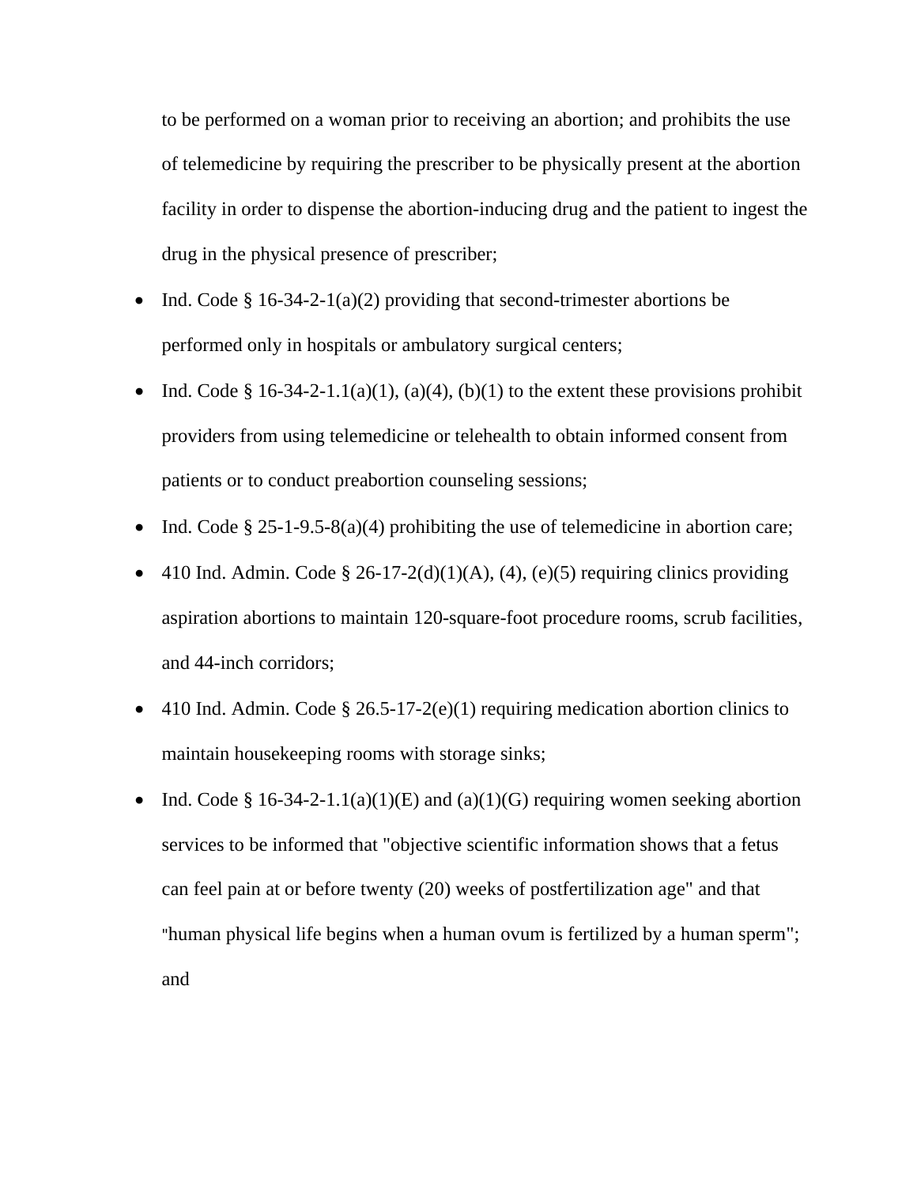to be performed on a woman prior to receiving an abortion; and prohibits the use of telemedicine by requiring the prescriber to be physically present at the abortion facility in order to dispense the abortion-inducing drug and the patient to ingest the drug in the physical presence of prescriber;

- Ind. Code § 16-34-2-1(a)(2) providing that second-trimester abortions be performed only in hospitals or ambulatory surgical centers;
- Ind. Code § 16-34-2-1.1(a)(1), (a)(4), (b)(1) to the extent these provisions prohibit providers from using telemedicine or telehealth to obtain informed consent from patients or to conduct preabortion counseling sessions;
- Ind. Code § 25-1-9.5-8(a)(4) prohibiting the use of telemedicine in abortion care;
- 410 Ind. Admin. Code § 26-17-2(d)(1)(A), (4), (e)(5) requiring clinics providing aspiration abortions to maintain 120-square-foot procedure rooms, scrub facilities, and 44-inch corridors;
- 410 Ind. Admin. Code § 26.5-17-2(e)(1) requiring medication abortion clinics to maintain housekeeping rooms with storage sinks;
- Ind. Code § 16-34-2-1.1(a)(1)(E) and (a)(1)(G) requiring women seeking abortion services to be informed that "objective scientific information shows that a fetus can feel pain at or before twenty (20) weeks of postfertilization age" and that "human physical life begins when a human ovum is fertilized by a human sperm"; and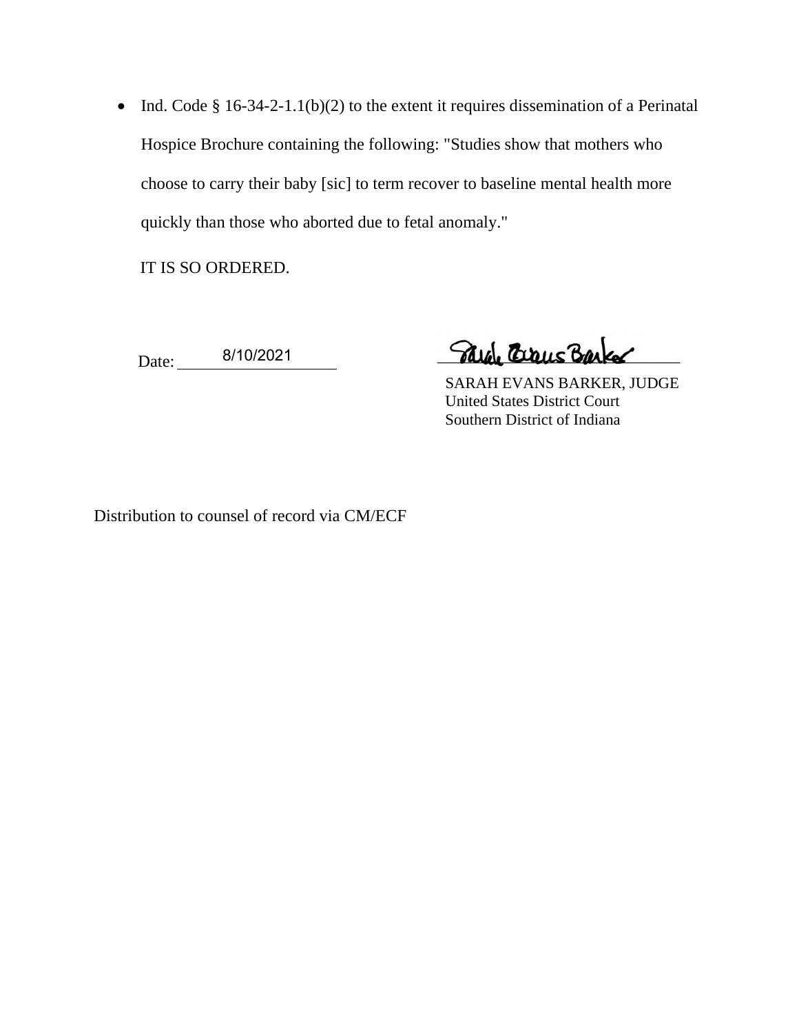- Ind. Code § 16-34-2-1.1(b)(2) to the extent it requires dissemination of a Perinatal Hospice Brochure containing the following: "Studies show that mothers who choose to carry their baby [sic] to term recover to baseline mental health more quickly than those who aborted due to fetal anomaly."

IT IS SO ORDERED.

Date: 8/10/2021

SARAH EVANS BARKER, JUDGE
United States District Court
Southern District of Indiana

Distribution to counsel of record via CM/ECF